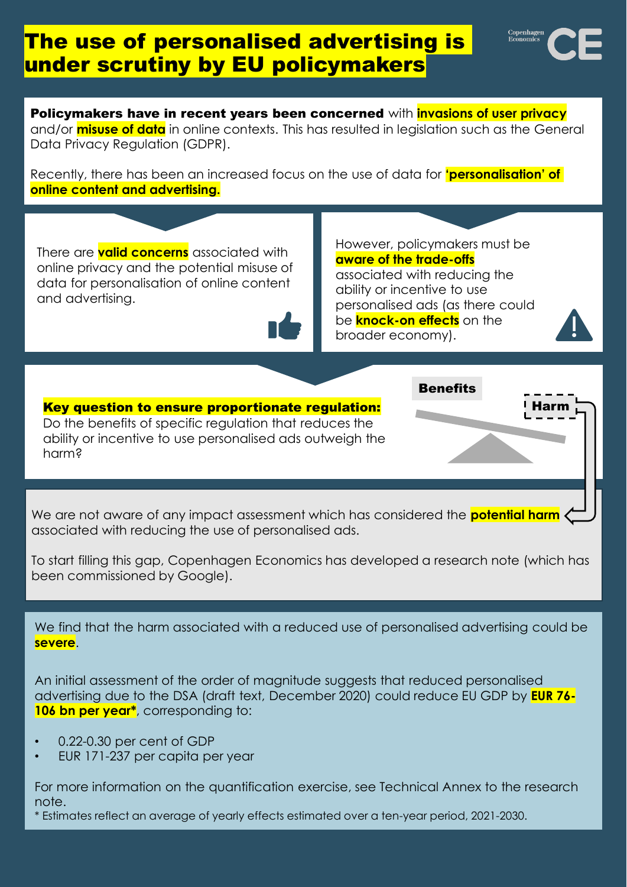# The use of personalised advertising is under scrutiny by EU policymakers

Copenhagen Economics

**Policymakers have in recent years been concerned** with **invasions of user privacy** and/or **misuse of data** in online contexts. This has resulted in legislation such as the General Data Privacy Regulation (GDPR).

Recently, there has been an increased focus on the use of data for **'personalisation' of online content and advertising.**

There are **valid concerns** associated with online privacy and the potential misuse of data for personalisation of online content and advertising.

However, policymakers must be **aware of the trade-offs** associated with reducing the ability or incentive to use personalised ads (as there could be **knock-on effects** on the broader economy).

**Key question to ensure proportionate regulation:**
Do the benefits of specific regulation that reduces the ability or incentive to use personalised ads outweigh the harm?

Benefits

Harm

We are not aware of any impact assessment which has considered the **potential harm** associated with reducing the use of personalised ads.

To start filling this gap, Copenhagen Economics has developed a research note (which has been commissioned by Google).

We find that the harm associated with a reduced use of personalised advertising could be **severe**.

An initial assessment of the order of magnitude suggests that reduced personalised advertising due to the DSA (draft text, December 2020) could reduce EU GDP by **EUR 76-106 bn per year***, corresponding to:

- 0.22-0.30 per cent of GDP
- EUR 171-237 per capita per year

For more information on the quantification exercise, see Technical Annex to the research note.

* Estimates reflect an average of yearly effects estimated over a ten-year period, 2021-2030.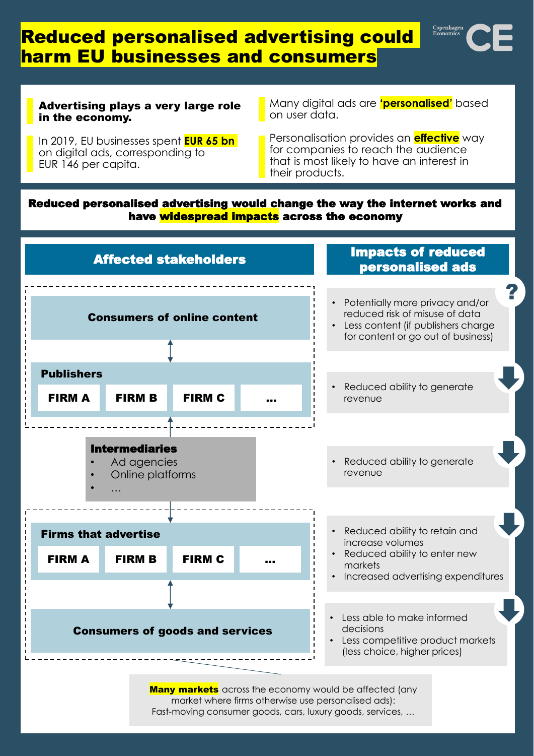# Reduced personalised advertising could harm EU businesses and consumers

**Advertising plays a very large role in the economy.**

In 2019, EU businesses spent **EUR 65 bn** on digital ads, corresponding to EUR 146 per capita.

Many digital ads are **'personalised'** based on user data.

Personalisation provides an **effective** way for companies to reach the audience that is most likely to have an interest in their products.

**Reduced personalised advertising would change the way the internet works and have widespread impacts across the economy**

| Affected stakeholders | Impacts of reduced personalised ads |
|---|---|
| **Consumers of online content** | ? • Potentially more privacy and/or reduced risk of misuse of data • Less content (if publishers charge for content or go out of business) |
| **Publishers** (FIRM A, FIRM B, FIRM C, …) | ↓ • Reduced ability to generate revenue |
| **Intermediaries** • Ad agencies • Online platforms • … | ↓ • Reduced ability to generate revenue |
| **Firms that advertise** (FIRM A, FIRM B, FIRM C, …) | ↓ • Reduced ability to retain and increase volumes • Reduced ability to enter new markets • Increased advertising expenditures |
| **Consumers of goods and services** | ↓ • Less able to make informed decisions • Less competitive product markets (less choice, higher prices) |

**Many markets** across the economy would be affected (any market where firms otherwise use personalised ads): Fast-moving consumer goods, cars, luxury goods, services, …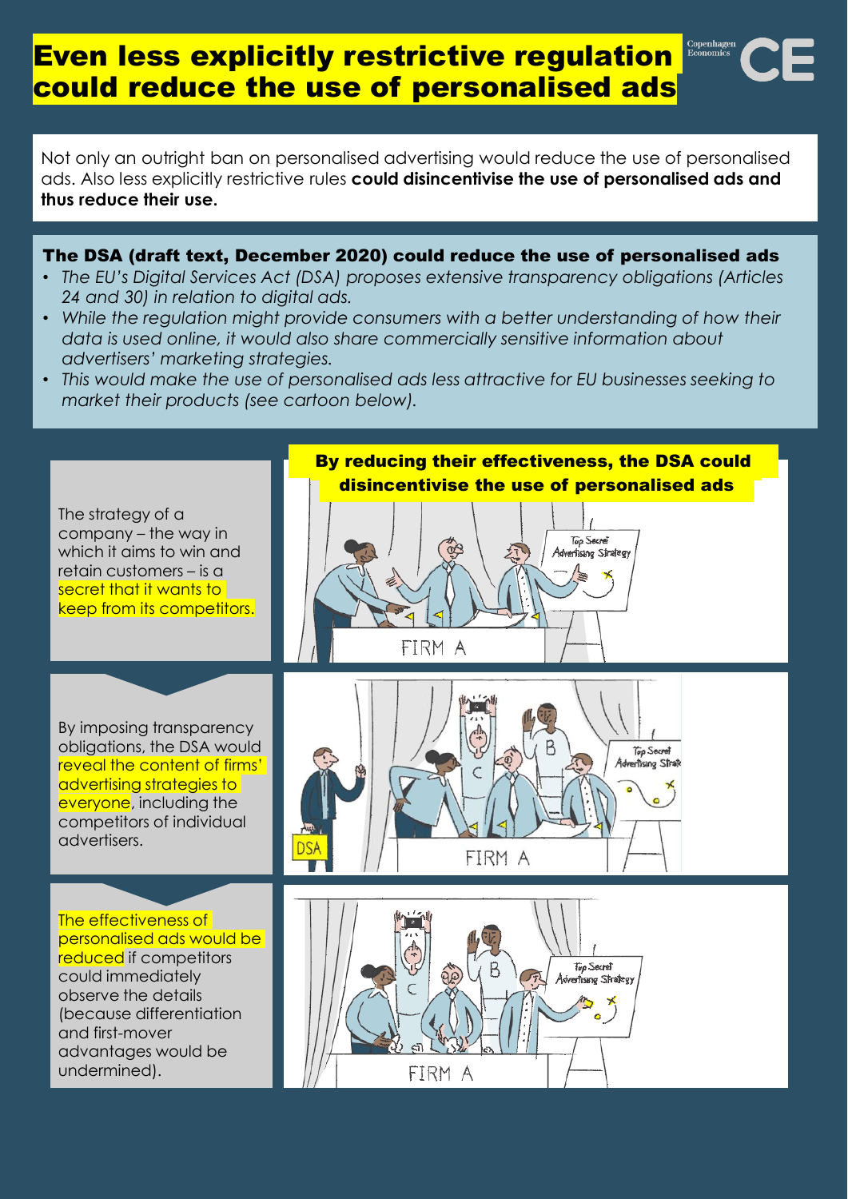# Even less explicitly restrictive regulation could reduce the use of personalised ads

Not only an outright ban on personalised advertising would reduce the use of personalised ads. Also less explicitly restrictive rules **could disincentivise the use of personalised ads and thus reduce their use.**

## The DSA (draft text, December 2020) could reduce the use of personalised ads

- *The EU's Digital Services Act (DSA) proposes extensive transparency obligations (Articles 24 and 30) in relation to digital ads.*
- *While the regulation might provide consumers with a better understanding of how their data is used online, it would also share commercially sensitive information about advertisers' marketing strategies.*
- *This would make the use of personalised ads less attractive for EU businesses seeking to market their products (see cartoon below).*

## By reducing their effectiveness, the DSA could disincentivise the use of personalised ads

The strategy of a company – the way in which it aims to win and retain customers – is a secret that it wants to keep from its competitors.

By imposing transparency obligations, the DSA would reveal the content of firms' advertising strategies to everyone, including the competitors of individual advertisers.

The effectiveness of personalised ads would be reduced if competitors could immediately observe the details (because differentiation and first-mover advantages would be undermined).